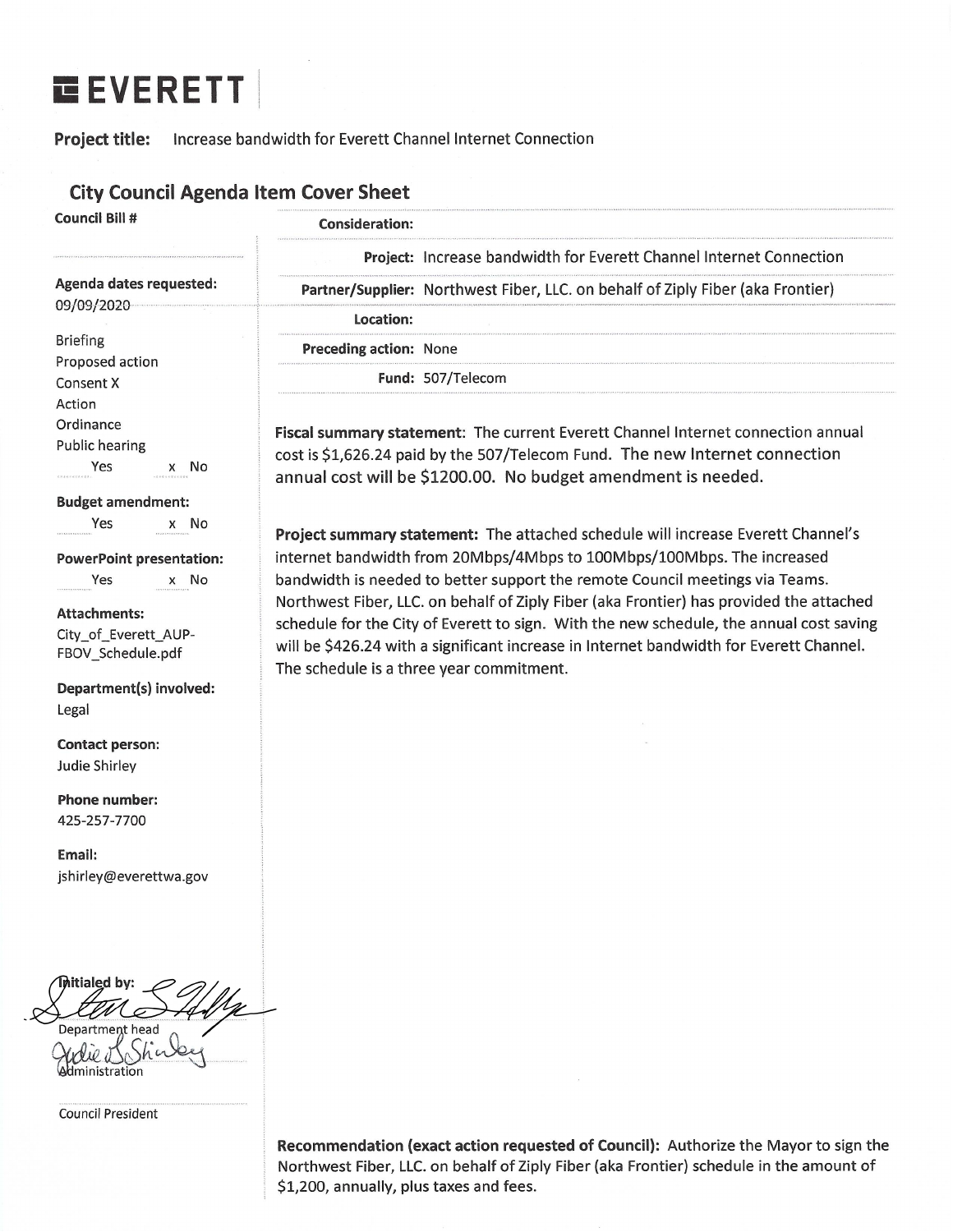# EVERETT

**Project title:** Increase bandwidth for Everett Channel Internet Connection

## City Council Agenda Item Cover Sheet

**Council Bill #**

**Agenda dates requested:**
09/09/2020

Briefing
Proposed action
Consent X
Action
Ordinance
Public hearing
Yes x No

**Budget amendment:**
Yes x No

**PowerPoint presentation:**
Yes x No

**Attachments:**
City_of_Everett_AUP-FBOV_Schedule.pdf

**Department(s) involved:**
Legal

**Contact person:**
Judie Shirley

**Phone number:**
425-257-7700

**Email:**
jshirley@everettwa.gov

Initialed by:

Department head

Administration

Council President

| | |
|---|---|
| **Consideration:** | |
| **Project:** | Increase bandwidth for Everett Channel Internet Connection |
| **Partner/Supplier:** | Northwest Fiber, LLC. on behalf of Ziply Fiber (aka Frontier) |
| **Location:** | |
| **Preceding action:** | None |
| **Fund:** | 507/Telecom |

**Fiscal summary statement:** The current Everett Channel Internet connection annual cost is $1,626.24 paid by the 507/Telecom Fund. The new Internet connection annual cost will be $1200.00. No budget amendment is needed.

**Project summary statement:** The attached schedule will increase Everett Channel's internet bandwidth from 20Mbps/4Mbps to 100Mbps/100Mbps. The increased bandwidth is needed to better support the remote Council meetings via Teams. Northwest Fiber, LLC. on behalf of Ziply Fiber (aka Frontier) has provided the attached schedule for the City of Everett to sign. With the new schedule, the annual cost saving will be $426.24 with a significant increase in Internet bandwidth for Everett Channel. The schedule is a three year commitment.

**Recommendation (exact action requested of Council):** Authorize the Mayor to sign the Northwest Fiber, LLC. on behalf of Ziply Fiber (aka Frontier) schedule in the amount of $1,200, annually, plus taxes and fees.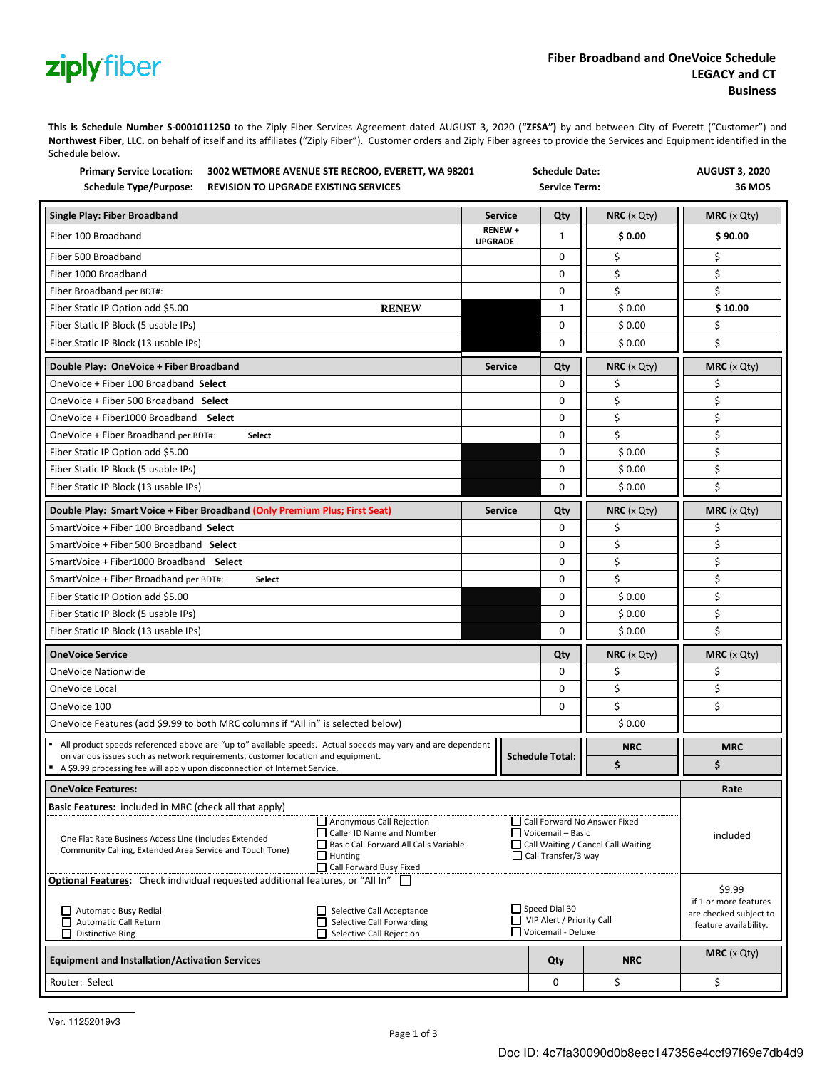**Fiber Broadband and OneVoice Schedule**
**LEGACY and CT**
**Business**

**This is Schedule Number S-0001011250** to the Ziply Fiber Services Agreement dated AUGUST 3, 2020 **("ZFSA")** by and between City of Everett ("Customer") and **Northwest Fiber, LLC.** on behalf of itself and its affiliates ("Ziply Fiber"). Customer orders and Ziply Fiber agrees to provide the Services and Equipment identified in the Schedule below.

| | | | |
|---|---|---|---|
| **Primary Service Location:** | **3002 WETMORE AVENUE STE RECROO, EVERETT, WA 98201** | **Schedule Date:** | **AUGUST 3, 2020** |
| **Schedule Type/Purpose:** | **REVISION TO UPGRADE EXISTING SERVICES** | **Service Term:** | **36 MOS** |

| **Single Play: Fiber Broadband** | **Service** | **Qty** | **NRC** (x Qty) | **MRC** (x Qty) |
|---|---|---|---|---|
| Fiber 100 Broadband | **RENEW + UPGRADE** | 1 | **$ 0.00** | **$ 90.00** |
| Fiber 500 Broadband | | 0 | $ | $ |
| Fiber 1000 Broadband | | 0 | $ | $ |
| Fiber Broadband per BDT#: | | 0 | $ | $ |
| Fiber Static IP Option add $5.00 **RENEW** | | 1 | $ 0.00 | **$ 10.00** |
| Fiber Static IP Block (5 usable IPs) | | 0 | $ 0.00 | $ |
| Fiber Static IP Block (13 usable IPs) | | 0 | $ 0.00 | $ |

| **Double Play: OneVoice + Fiber Broadband** | **Service** | **Qty** | **NRC** (x Qty) | **MRC** (x Qty) |
|---|---|---|---|---|
| OneVoice + Fiber 100 Broadband **Select** | | 0 | $ | $ |
| OneVoice + Fiber 500 Broadband **Select** | | 0 | $ | $ |
| OneVoice + Fiber1000 Broadband **Select** | | 0 | $ | $ |
| OneVoice + Fiber Broadband per BDT#: **Select** | | 0 | $ | $ |
| Fiber Static IP Option add $5.00 | | 0 | $ 0.00 | $ |
| Fiber Static IP Block (5 usable IPs) | | 0 | $ 0.00 | $ |
| Fiber Static IP Block (13 usable IPs) | | 0 | $ 0.00 | $ |

| **Double Play: Smart Voice + Fiber Broadband (Only Premium Plus; First Seat)** | **Service** | **Qty** | **NRC** (x Qty) | **MRC** (x Qty) |
|---|---|---|---|---|
| SmartVoice + Fiber 100 Broadband **Select** | | 0 | $ | $ |
| SmartVoice + Fiber 500 Broadband **Select** | | 0 | $ | $ |
| SmartVoice + Fiber1000 Broadband **Select** | | 0 | $ | $ |
| SmartVoice + Fiber Broadband per BDT#: **Select** | | 0 | $ | $ |
| Fiber Static IP Option add $5.00 | | 0 | $ 0.00 | $ |
| Fiber Static IP Block (5 usable IPs) | | 0 | $ 0.00 | $ |
| Fiber Static IP Block (13 usable IPs) | | 0 | $ 0.00 | $ |

| **OneVoice Service** | **Qty** | **NRC** (x Qty) | **MRC** (x Qty) |
|---|---|---|---|
| OneVoice Nationwide | 0 | $ | $ |
| OneVoice Local | 0 | $ | $ |
| OneVoice 100 | 0 | $ | $ |
| OneVoice Features (add $9.99 to both MRC columns if "All in" is selected below) | | $ 0.00 | |

- All product speeds referenced above are "up to" available speeds. Actual speeds may vary and are dependent on various issues such as network requirements, customer location and equipment.
- A $9.99 processing fee will apply upon disconnection of Internet Service.

| **Schedule Total:** | **NRC** | **MRC** |
|---|---|---|
| | **$** | **$** |

| **OneVoice Features:** | **Rate** |
|---|---|
| **Basic Features:** included in MRC (check all that apply)<br>One Flat Rate Business Access Line (includes Extended Community Calling, Extended Area Service and Touch Tone)<br>☐ Anonymous Call Rejection<br>☐ Caller ID Name and Number<br>☐ Basic Call Forward All Calls Variable<br>☐ Hunting<br>☐ Call Forward Busy Fixed<br>☐ Call Forward No Answer Fixed<br>☐ Voicemail – Basic<br>☐ Call Waiting / Cancel Call Waiting<br>☐ Call Transfer/3 way | included |
| **Optional Features:** Check individual requested additional features, or "All In" ☐<br>☐ Automatic Busy Redial<br>☐ Automatic Call Return<br>☐ Distinctive Ring<br>☐ Selective Call Acceptance<br>☐ Selective Call Forwarding<br>☐ Selective Call Rejection<br>☐ Speed Dial 30<br>☐ VIP Alert / Priority Call<br>☐ Voicemail - Deluxe | $9.99 if 1 or more features are checked subject to feature availability. |

| **Equipment and Installation/Activation Services** | **Qty** | **NRC** | **MRC** (x Qty) |
|---|---|---|---|
| Router: Select | 0 | $ | $ |

Ver. 11252019v3

Doc ID: 4c7fa30090d0b8eec147356e4ccf97f69e7db4d9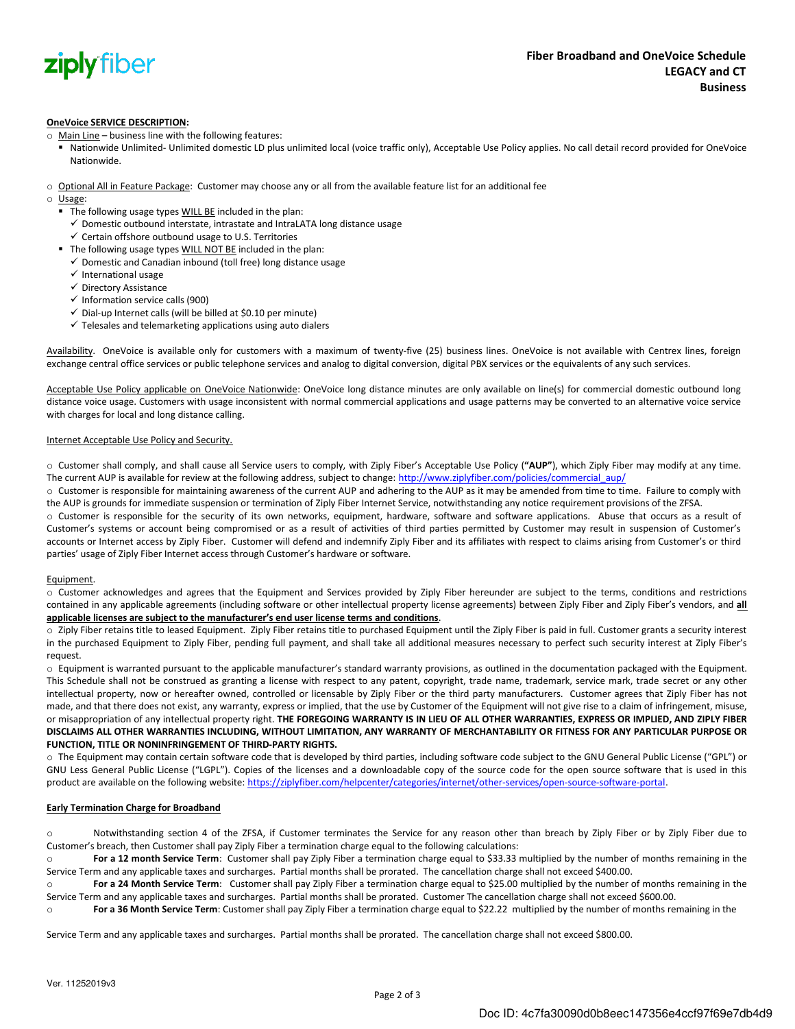**OneVoice SERVICE DESCRIPTION:**

- Main Line – business line with the following features:
  - Nationwide Unlimited- Unlimited domestic LD plus unlimited local (voice traffic only), Acceptable Use Policy applies. No call detail record provided for OneVoice Nationwide.
- Optional All in Feature Package: Customer may choose any or all from the available feature list for an additional fee
- Usage:
  - The following usage types WILL BE included in the plan:
    - ✓ Domestic outbound interstate, intrastate and IntraLATA long distance usage
    - ✓ Certain offshore outbound usage to U.S. Territories
  - The following usage types WILL NOT BE included in the plan:
    - ✓ Domestic and Canadian inbound (toll free) long distance usage
    - ✓ International usage
    - ✓ Directory Assistance
    - ✓ Information service calls (900)
    - ✓ Dial-up Internet calls (will be billed at $0.10 per minute)
    - ✓ Telesales and telemarketing applications using auto dialers

Availability. OneVoice is available only for customers with a maximum of twenty-five (25) business lines. OneVoice is not available with Centrex lines, foreign exchange central office services or public telephone services and analog to digital conversion, digital PBX services or the equivalents of any such services.

Acceptable Use Policy applicable on OneVoice Nationwide: OneVoice long distance minutes are only available on line(s) for commercial domestic outbound long distance voice usage. Customers with usage inconsistent with normal commercial applications and usage patterns may be converted to an alternative voice service with charges for local and long distance calling.

Internet Acceptable Use Policy and Security.

- Customer shall comply, and shall cause all Service users to comply, with Ziply Fiber's Acceptable Use Policy (**"AUP"**), which Ziply Fiber may modify at any time. The current AUP is available for review at the following address, subject to change: http://www.ziplyfiber.com/policies/commercial_aup/
- Customer is responsible for maintaining awareness of the current AUP and adhering to the AUP as it may be amended from time to time. Failure to comply with the AUP is grounds for immediate suspension or termination of Ziply Fiber Internet Service, notwithstanding any notice requirement provisions of the ZFSA.
- Customer is responsible for the security of its own networks, equipment, hardware, software and software applications. Abuse that occurs as a result of Customer's systems or account being compromised or as a result of activities of third parties permitted by Customer may result in suspension of Customer's accounts or Internet access by Ziply Fiber. Customer will defend and indemnify Ziply Fiber and its affiliates with respect to claims arising from Customer's or third parties' usage of Ziply Fiber Internet access through Customer's hardware or software.

Equipment.

- Customer acknowledges and agrees that the Equipment and Services provided by Ziply Fiber hereunder are subject to the terms, conditions and restrictions contained in any applicable agreements (including software or other intellectual property license agreements) between Ziply Fiber and Ziply Fiber's vendors, and **all applicable licenses are subject to the manufacturer's end user license terms and conditions**.
- Ziply Fiber retains title to leased Equipment. Ziply Fiber retains title to purchased Equipment until the Ziply Fiber is paid in full. Customer grants a security interest in the purchased Equipment to Ziply Fiber, pending full payment, and shall take all additional measures necessary to perfect such security interest at Ziply Fiber's request.
- Equipment is warranted pursuant to the applicable manufacturer's standard warranty provisions, as outlined in the documentation packaged with the Equipment. This Schedule shall not be construed as granting a license with respect to any patent, copyright, trade name, trademark, service mark, trade secret or any other intellectual property, now or hereafter owned, controlled or licensable by Ziply Fiber or the third party manufacturers. Customer agrees that Ziply Fiber has not made, and that there does not exist, any warranty, express or implied, that the use by Customer of the Equipment will not give rise to a claim of infringement, misuse, or misappropriation of any intellectual property right. **THE FOREGOING WARRANTY IS IN LIEU OF ALL OTHER WARRANTIES, EXPRESS OR IMPLIED, AND ZIPLY FIBER DISCLAIMS ALL OTHER WARRANTIES INCLUDING, WITHOUT LIMITATION, ANY WARRANTY OF MERCHANTABILITY OR FITNESS FOR ANY PARTICULAR PURPOSE OR FUNCTION, TITLE OR NONINFRINGEMENT OF THIRD-PARTY RIGHTS.**
- The Equipment may contain certain software code that is developed by third parties, including software code subject to the GNU General Public License ("GPL") or GNU Less General Public License ("LGPL"). Copies of the licenses and a downloadable copy of the source code for the open source software that is used in this product are available on the following website: https://ziplyfiber.com/helpcenter/categories/internet/other-services/open-source-software-portal.

**Early Termination Charge for Broadband**

- Notwithstanding section 4 of the ZFSA, if Customer terminates the Service for any reason other than breach by Ziply Fiber or by Ziply Fiber due to Customer's breach, then Customer shall pay Ziply Fiber a termination charge equal to the following calculations:
- **For a 12 month Service Term**: Customer shall pay Ziply Fiber a termination charge equal to $33.33 multiplied by the number of months remaining in the Service Term and any applicable taxes and surcharges. Partial months shall be prorated. The cancellation charge shall not exceed $400.00.
- **For a 24 Month Service Term**: Customer shall pay Ziply Fiber a termination charge equal to $25.00 multiplied by the number of months remaining in the Service Term and any applicable taxes and surcharges. Partial months shall be prorated. Customer The cancellation charge shall not exceed $600.00.
- **For a 36 Month Service Term**: Customer shall pay Ziply Fiber a termination charge equal to $22.22 multiplied by the number of months remaining in the Service Term and any applicable taxes and surcharges. Partial months shall be prorated. The cancellation charge shall not exceed $800.00.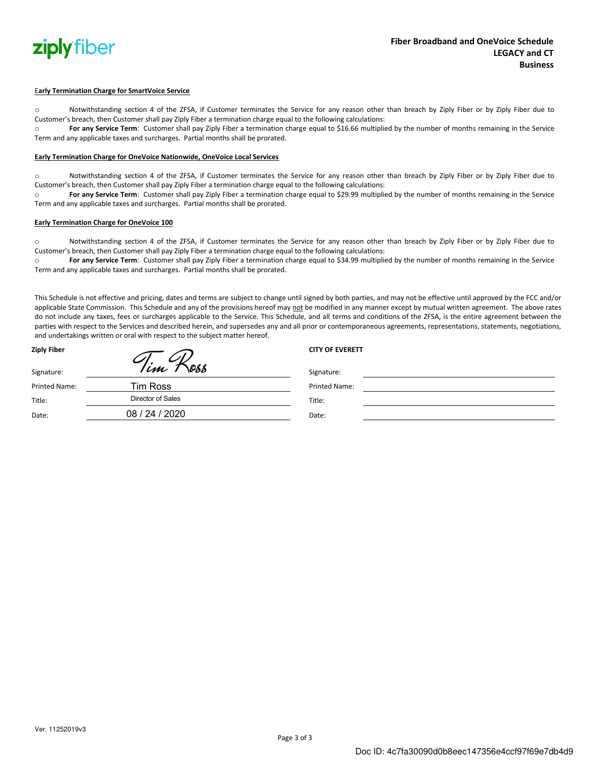**Early Termination Charge for SmartVoice Service**

- Notwithstanding section 4 of the ZFSA, if Customer terminates the Service for any reason other than breach by Ziply Fiber or by Ziply Fiber due to Customer's breach, then Customer shall pay Ziply Fiber a termination charge equal to the following calculations:
- **For any Service Term**: Customer shall pay Ziply Fiber a termination charge equal to $16.66 multiplied by the number of months remaining in the Service Term and any applicable taxes and surcharges. Partial months shall be prorated.

**Early Termination Charge for OneVoice Nationwide, OneVoice Local Services**

- Notwithstanding section 4 of the ZFSA, if Customer terminates the Service for any reason other than breach by Ziply Fiber or by Ziply Fiber due to Customer's breach, then Customer shall pay Ziply Fiber a termination charge equal to the following calculations:
- **For any Service Term**: Customer shall pay Ziply Fiber a termination charge equal to $29.99 multiplied by the number of months remaining in the Service Term and any applicable taxes and surcharges. Partial months shall be prorated.

**Early Termination Charge for OneVoice 100**

- Notwithstanding section 4 of the ZFSA, if Customer terminates the Service for any reason other than breach by Ziply Fiber or by Ziply Fiber due to Customer's breach, then Customer shall pay Ziply Fiber a termination charge equal to the following calculations:
- **For any Service Term**: Customer shall pay Ziply Fiber a termination charge equal to $34.99 multiplied by the number of months remaining in the Service Term and any applicable taxes and surcharges. Partial months shall be prorated.

This Schedule is not effective and pricing, dates and terms are subject to change until signed by both parties, and may not be effective until approved by the FCC and/or applicable State Commission. This Schedule and any of the provisions hereof may not be modified in any manner except by mutual written agreement. The above rates do not include any taxes, fees or surcharges applicable to the Service. This Schedule, and all terms and conditions of the ZFSA, is the entire agreement between the parties with respect to the Services and described herein, and supersedes any and all prior or contemporaneous agreements, representations, statements, negotiations, and undertakings written or oral with respect to the subject matter hereof.

| **Ziply Fiber** | | **CITY OF EVERETT** | |
|---|---|---|---|
| Signature: | Tim Ross | Signature: | |
| Printed Name: | Tim Ross | Printed Name: | |
| Title: | Director of Sales | Title: | |
| Date: | 08 / 24 / 2020 | Date: | |

Ver. 11252019v3

Doc ID: 4c7fa30090d0b8eec147356e4ccf97f69e7db4d9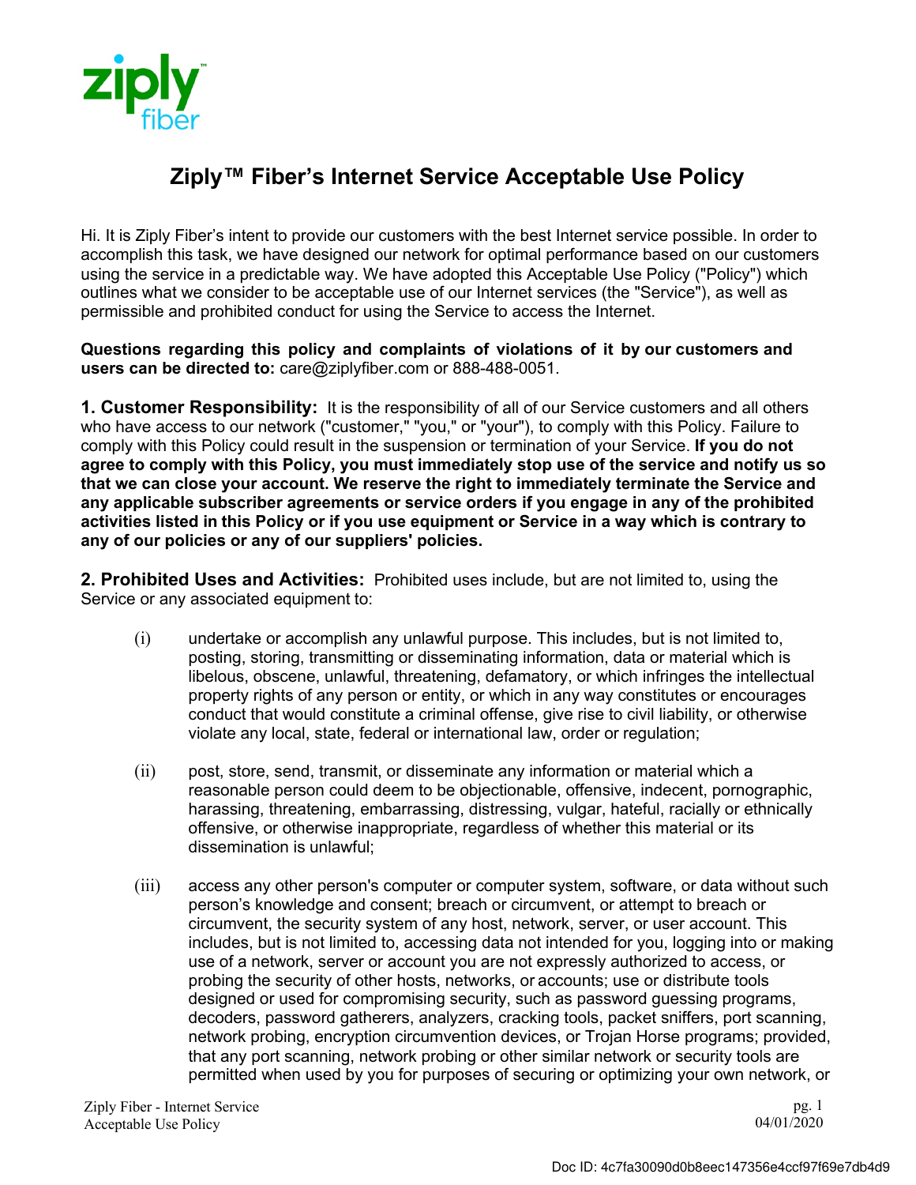zi**p**ly fiber

# Ziply™ Fiber's Internet Service Acceptable Use Policy

Hi. It is Ziply Fiber's intent to provide our customers with the best Internet service possible. In order to accomplish this task, we have designed our network for optimal performance based on our customers using the service in a predictable way. We have adopted this Acceptable Use Policy ("Policy") which outlines what we consider to be acceptable use of our Internet services (the "Service"), as well as permissible and prohibited conduct for using the Service to access the Internet.

**Questions regarding this policy and complaints of violations of it by our customers and users can be directed to:** care@ziplyfiber.com or 888-488-0051.

**1. Customer Responsibility:** It is the responsibility of all of our Service customers and all others who have access to our network ("customer," "you," or "your"), to comply with this Policy. Failure to comply with this Policy could result in the suspension or termination of your Service. **If you do not agree to comply with this Policy, you must immediately stop use of the service and notify us so that we can close your account. We reserve the right to immediately terminate the Service and any applicable subscriber agreements or service orders if you engage in any of the prohibited activities listed in this Policy or if you use equipment or Service in a way which is contrary to any of our policies or any of our suppliers' policies.**

**2. Prohibited Uses and Activities:** Prohibited uses include, but are not limited to, using the Service or any associated equipment to:

(i) undertake or accomplish any unlawful purpose. This includes, but is not limited to, posting, storing, transmitting or disseminating information, data or material which is libelous, obscene, unlawful, threatening, defamatory, or which infringes the intellectual property rights of any person or entity, or which in any way constitutes or encourages conduct that would constitute a criminal offense, give rise to civil liability, or otherwise violate any local, state, federal or international law, order or regulation;

(ii) post, store, send, transmit, or disseminate any information or material which a reasonable person could deem to be objectionable, offensive, indecent, pornographic, harassing, threatening, embarrassing, distressing, vulgar, hateful, racially or ethnically offensive, or otherwise inappropriate, regardless of whether this material or its dissemination is unlawful;

(iii) access any other person's computer or computer system, software, or data without such person's knowledge and consent; breach or circumvent, or attempt to breach or circumvent, the security system of any host, network, server, or user account. This includes, but is not limited to, accessing data not intended for you, logging into or making use of a network, server or account you are not expressly authorized to access, or probing the security of other hosts, networks, or accounts; use or distribute tools designed or used for compromising security, such as password guessing programs, decoders, password gatherers, analyzers, cracking tools, packet sniffers, port scanning, network probing, encryption circumvention devices, or Trojan Horse programs; provided, that any port scanning, network probing or other similar network or security tools are permitted when used by you for purposes of securing or optimizing your own network, or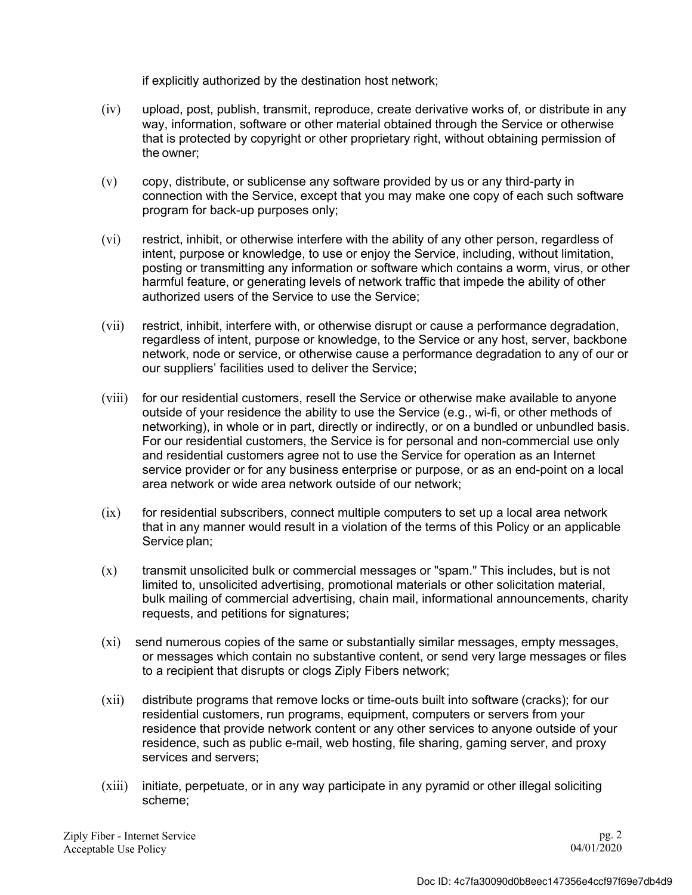if explicitly authorized by the destination host network;

(iv) upload, post, publish, transmit, reproduce, create derivative works of, or distribute in any way, information, software or other material obtained through the Service or otherwise that is protected by copyright or other proprietary right, without obtaining permission of the owner;

(v) copy, distribute, or sublicense any software provided by us or any third-party in connection with the Service, except that you may make one copy of each such software program for back-up purposes only;

(vi) restrict, inhibit, or otherwise interfere with the ability of any other person, regardless of intent, purpose or knowledge, to use or enjoy the Service, including, without limitation, posting or transmitting any information or software which contains a worm, virus, or other harmful feature, or generating levels of network traffic that impede the ability of other authorized users of the Service to use the Service;

(vii) restrict, inhibit, interfere with, or otherwise disrupt or cause a performance degradation, regardless of intent, purpose or knowledge, to the Service or any host, server, backbone network, node or service, or otherwise cause a performance degradation to any of our or our suppliers' facilities used to deliver the Service;

(viii) for our residential customers, resell the Service or otherwise make available to anyone outside of your residence the ability to use the Service (e.g., wi-fi, or other methods of networking), in whole or in part, directly or indirectly, or on a bundled or unbundled basis. For our residential customers, the Service is for personal and non-commercial use only and residential customers agree not to use the Service for operation as an Internet service provider or for any business enterprise or purpose, or as an end-point on a local area network or wide area network outside of our network;

(ix) for residential subscribers, connect multiple computers to set up a local area network that in any manner would result in a violation of the terms of this Policy or an applicable Service plan;

(x) transmit unsolicited bulk or commercial messages or "spam." This includes, but is not limited to, unsolicited advertising, promotional materials or other solicitation material, bulk mailing of commercial advertising, chain mail, informational announcements, charity requests, and petitions for signatures;

(xi) send numerous copies of the same or substantially similar messages, empty messages, or messages which contain no substantive content, or send very large messages or files to a recipient that disrupts or clogs Ziply Fibers network;

(xii) distribute programs that remove locks or time-outs built into software (cracks); for our residential customers, run programs, equipment, computers or servers from your residence that provide network content or any other services to anyone outside of your residence, such as public e-mail, web hosting, file sharing, gaming server, and proxy services and servers;

(xiii) initiate, perpetuate, or in any way participate in any pyramid or other illegal soliciting scheme;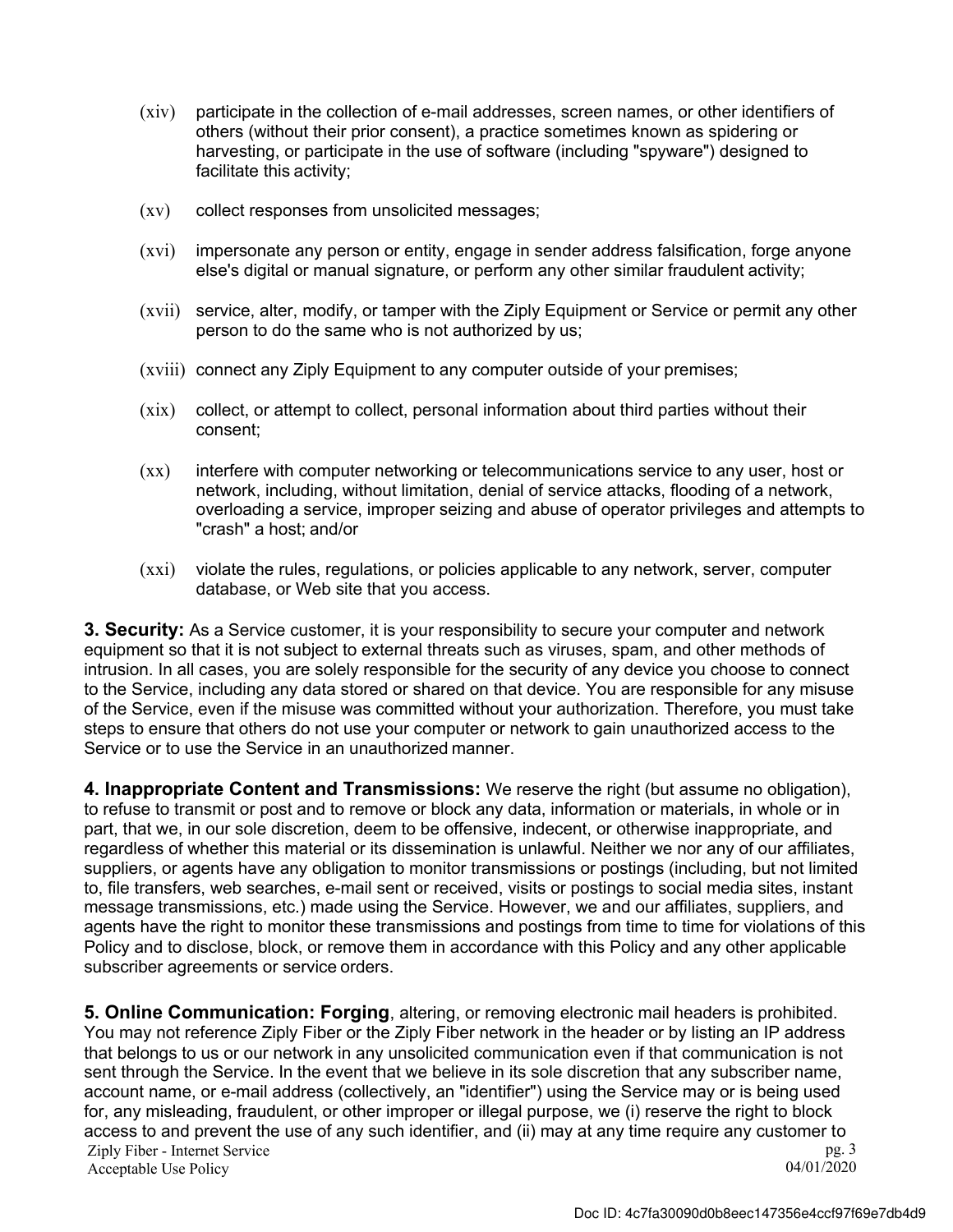(xiv) participate in the collection of e-mail addresses, screen names, or other identifiers of others (without their prior consent), a practice sometimes known as spidering or harvesting, or participate in the use of software (including "spyware") designed to facilitate this activity;

(xv) collect responses from unsolicited messages;

(xvi) impersonate any person or entity, engage in sender address falsification, forge anyone else's digital or manual signature, or perform any other similar fraudulent activity;

(xvii) service, alter, modify, or tamper with the Ziply Equipment or Service or permit any other person to do the same who is not authorized by us;

(xviii) connect any Ziply Equipment to any computer outside of your premises;

(xix) collect, or attempt to collect, personal information about third parties without their consent;

(xx) interfere with computer networking or telecommunications service to any user, host or network, including, without limitation, denial of service attacks, flooding of a network, overloading a service, improper seizing and abuse of operator privileges and attempts to "crash" a host; and/or

(xxi) violate the rules, regulations, or policies applicable to any network, server, computer database, or Web site that you access.

**3. Security:** As a Service customer, it is your responsibility to secure your computer and network equipment so that it is not subject to external threats such as viruses, spam, and other methods of intrusion. In all cases, you are solely responsible for the security of any device you choose to connect to the Service, including any data stored or shared on that device. You are responsible for any misuse of the Service, even if the misuse was committed without your authorization. Therefore, you must take steps to ensure that others do not use your computer or network to gain unauthorized access to the Service or to use the Service in an unauthorized manner.

**4. Inappropriate Content and Transmissions:** We reserve the right (but assume no obligation), to refuse to transmit or post and to remove or block any data, information or materials, in whole or in part, that we, in our sole discretion, deem to be offensive, indecent, or otherwise inappropriate, and regardless of whether this material or its dissemination is unlawful. Neither we nor any of our affiliates, suppliers, or agents have any obligation to monitor transmissions or postings (including, but not limited to, file transfers, web searches, e-mail sent or received, visits or postings to social media sites, instant message transmissions, etc.) made using the Service. However, we and our affiliates, suppliers, and agents have the right to monitor these transmissions and postings from time to time for violations of this Policy and to disclose, block, or remove them in accordance with this Policy and any other applicable subscriber agreements or service orders.

**5. Online Communication: Forging**, altering, or removing electronic mail headers is prohibited. You may not reference Ziply Fiber or the Ziply Fiber network in the header or by listing an IP address that belongs to us or our network in any unsolicited communication even if that communication is not sent through the Service. In the event that we believe in its sole discretion that any subscriber name, account name, or e-mail address (collectively, an "identifier") using the Service may or is being used for, any misleading, fraudulent, or other improper or illegal purpose, we (i) reserve the right to block access to and prevent the use of any such identifier, and (ii) may at any time require any customer to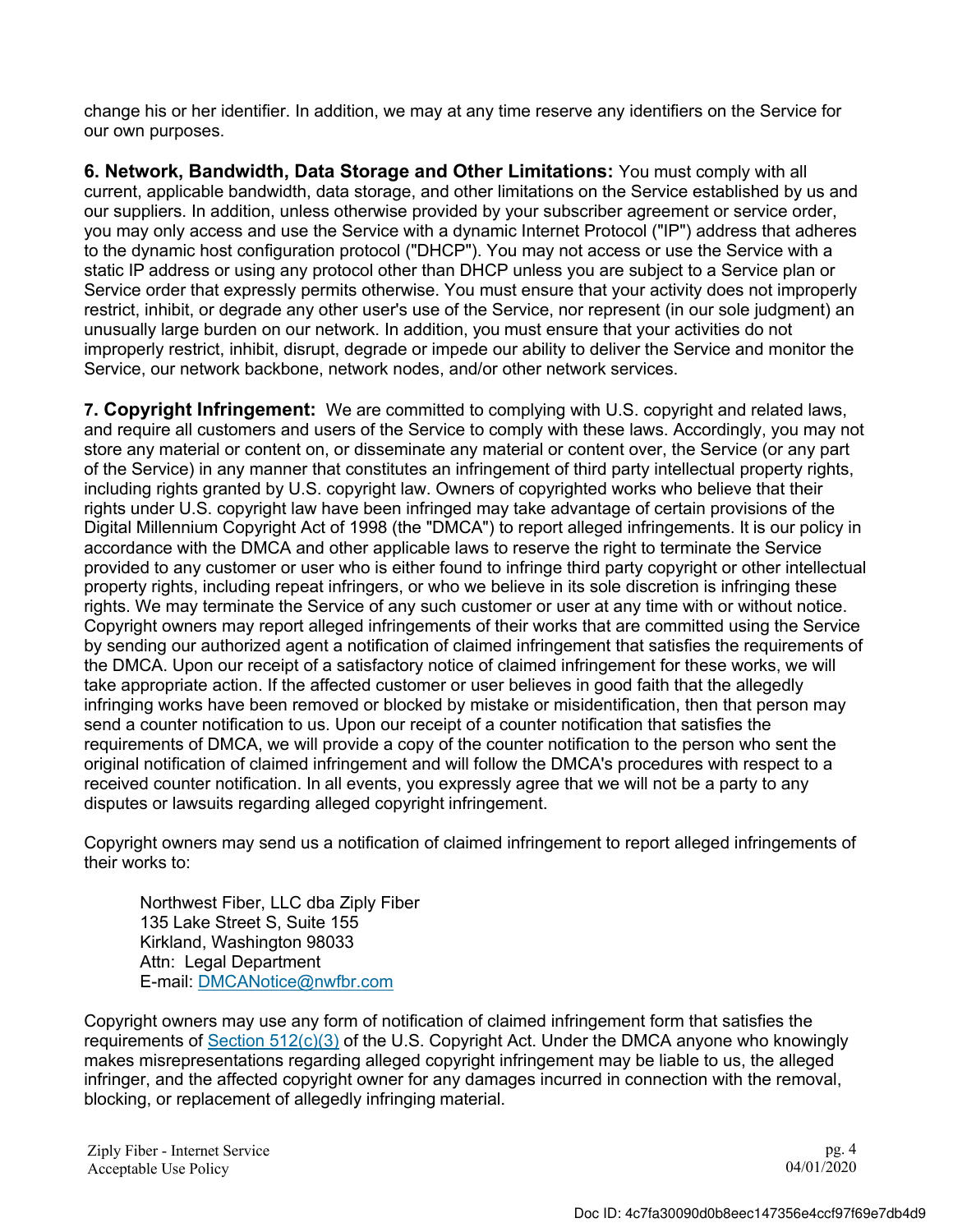change his or her identifier. In addition, we may at any time reserve any identifiers on the Service for our own purposes.

**6. Network, Bandwidth, Data Storage and Other Limitations:** You must comply with all current, applicable bandwidth, data storage, and other limitations on the Service established by us and our suppliers. In addition, unless otherwise provided by your subscriber agreement or service order, you may only access and use the Service with a dynamic Internet Protocol ("IP") address that adheres to the dynamic host configuration protocol ("DHCP"). You may not access or use the Service with a static IP address or using any protocol other than DHCP unless you are subject to a Service plan or Service order that expressly permits otherwise. You must ensure that your activity does not improperly restrict, inhibit, or degrade any other user's use of the Service, nor represent (in our sole judgment) an unusually large burden on our network. In addition, you must ensure that your activities do not improperly restrict, inhibit, disrupt, degrade or impede our ability to deliver the Service and monitor the Service, our network backbone, network nodes, and/or other network services.

**7. Copyright Infringement:** We are committed to complying with U.S. copyright and related laws, and require all customers and users of the Service to comply with these laws. Accordingly, you may not store any material or content on, or disseminate any material or content over, the Service (or any part of the Service) in any manner that constitutes an infringement of third party intellectual property rights, including rights granted by U.S. copyright law. Owners of copyrighted works who believe that their rights under U.S. copyright law have been infringed may take advantage of certain provisions of the Digital Millennium Copyright Act of 1998 (the "DMCA") to report alleged infringements. It is our policy in accordance with the DMCA and other applicable laws to reserve the right to terminate the Service provided to any customer or user who is either found to infringe third party copyright or other intellectual property rights, including repeat infringers, or who we believe in its sole discretion is infringing these rights. We may terminate the Service of any such customer or user at any time with or without notice. Copyright owners may report alleged infringements of their works that are committed using the Service by sending our authorized agent a notification of claimed infringement that satisfies the requirements of the DMCA. Upon our receipt of a satisfactory notice of claimed infringement for these works, we will take appropriate action. If the affected customer or user believes in good faith that the allegedly infringing works have been removed or blocked by mistake or misidentification, then that person may send a counter notification to us. Upon our receipt of a counter notification that satisfies the requirements of DMCA, we will provide a copy of the counter notification to the person who sent the original notification of claimed infringement and will follow the DMCA's procedures with respect to a received counter notification. In all events, you expressly agree that we will not be a party to any disputes or lawsuits regarding alleged copyright infringement.

Copyright owners may send us a notification of claimed infringement to report alleged infringements of their works to:

> Northwest Fiber, LLC dba Ziply Fiber
> 135 Lake Street S, Suite 155
> Kirkland, Washington 98033
> Attn: Legal Department
> E-mail: DMCANotice@nwfbr.com

Copyright owners may use any form of notification of claimed infringement form that satisfies the requirements of Section 512(c)(3) of the U.S. Copyright Act. Under the DMCA anyone who knowingly makes misrepresentations regarding alleged copyright infringement may be liable to us, the alleged infringer, and the affected copyright owner for any damages incurred in connection with the removal, blocking, or replacement of allegedly infringing material.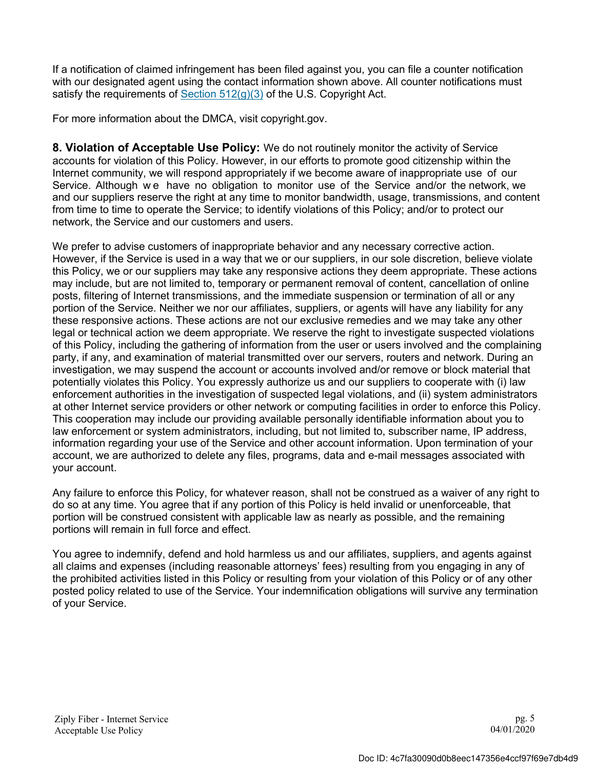If a notification of claimed infringement has been filed against you, you can file a counter notification with our designated agent using the contact information shown above. All counter notifications must satisfy the requirements of [Section 512(g)(3)](#) of the U.S. Copyright Act.

For more information about the DMCA, visit copyright.gov.

**8. Violation of Acceptable Use Policy:** We do not routinely monitor the activity of Service accounts for violation of this Policy. However, in our efforts to promote good citizenship within the Internet community, we will respond appropriately if we become aware of inappropriate use of our Service. Although we have no obligation to monitor use of the Service and/or the network, we and our suppliers reserve the right at any time to monitor bandwidth, usage, transmissions, and content from time to time to operate the Service; to identify violations of this Policy; and/or to protect our network, the Service and our customers and users.

We prefer to advise customers of inappropriate behavior and any necessary corrective action. However, if the Service is used in a way that we or our suppliers, in our sole discretion, believe violate this Policy, we or our suppliers may take any responsive actions they deem appropriate. These actions may include, but are not limited to, temporary or permanent removal of content, cancellation of online posts, filtering of Internet transmissions, and the immediate suspension or termination of all or any portion of the Service. Neither we nor our affiliates, suppliers, or agents will have any liability for any these responsive actions. These actions are not our exclusive remedies and we may take any other legal or technical action we deem appropriate. We reserve the right to investigate suspected violations of this Policy, including the gathering of information from the user or users involved and the complaining party, if any, and examination of material transmitted over our servers, routers and network. During an investigation, we may suspend the account or accounts involved and/or remove or block material that potentially violates this Policy. You expressly authorize us and our suppliers to cooperate with (i) law enforcement authorities in the investigation of suspected legal violations, and (ii) system administrators at other Internet service providers or other network or computing facilities in order to enforce this Policy. This cooperation may include our providing available personally identifiable information about you to law enforcement or system administrators, including, but not limited to, subscriber name, IP address, information regarding your use of the Service and other account information. Upon termination of your account, we are authorized to delete any files, programs, data and e-mail messages associated with your account.

Any failure to enforce this Policy, for whatever reason, shall not be construed as a waiver of any right to do so at any time. You agree that if any portion of this Policy is held invalid or unenforceable, that portion will be construed consistent with applicable law as nearly as possible, and the remaining portions will remain in full force and effect.

You agree to indemnify, defend and hold harmless us and our affiliates, suppliers, and agents against all claims and expenses (including reasonable attorneys' fees) resulting from you engaging in any of the prohibited activities listed in this Policy or resulting from your violation of this Policy or of any other posted policy related to use of the Service. Your indemnification obligations will survive any termination of your Service.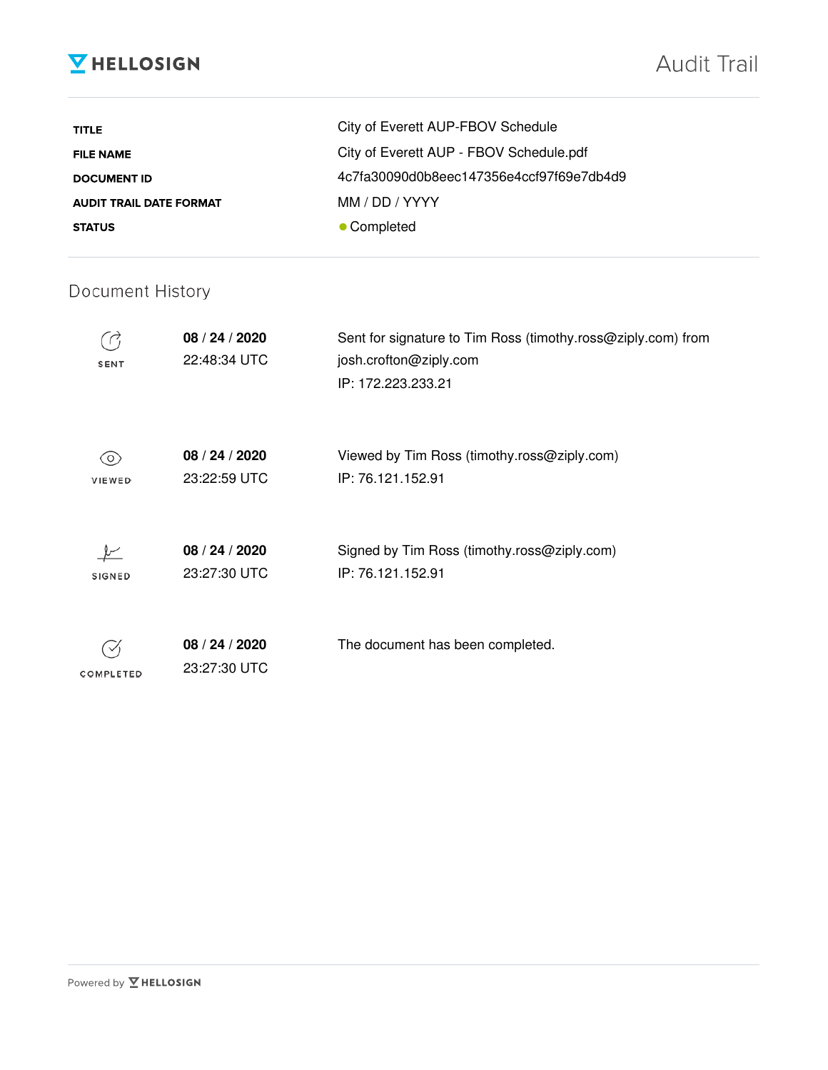HELLOSIGN

# Audit Trail

| | |
|---|---|
| **TITLE** | City of Everett AUP-FBOV Schedule |
| **FILE NAME** | City of Everett AUP - FBOV Schedule.pdf |
| **DOCUMENT ID** | 4c7fa30090d0b8eec147356e4ccf97f69e7db4d9 |
| **AUDIT TRAIL DATE FORMAT** | MM / DD / YYYY |
| **STATUS** | ● Completed |

## Document History

| | | |
|---|---|---|
| SENT | **08** / **24** / **2020** 22:48:34 UTC | Sent for signature to Tim Ross (timothy.ross@ziply.com) from josh.crofton@ziply.com IP: 172.223.233.21 |
| VIEWED | **08** / **24** / **2020** 23:22:59 UTC | Viewed by Tim Ross (timothy.ross@ziply.com) IP: 76.121.152.91 |
| SIGNED | **08** / **24** / **2020** 23:27:30 UTC | Signed by Tim Ross (timothy.ross@ziply.com) IP: 76.121.152.91 |
| COMPLETED | **08** / **24** / **2020** 23:27:30 UTC | The document has been completed. |

Powered by HELLOSIGN